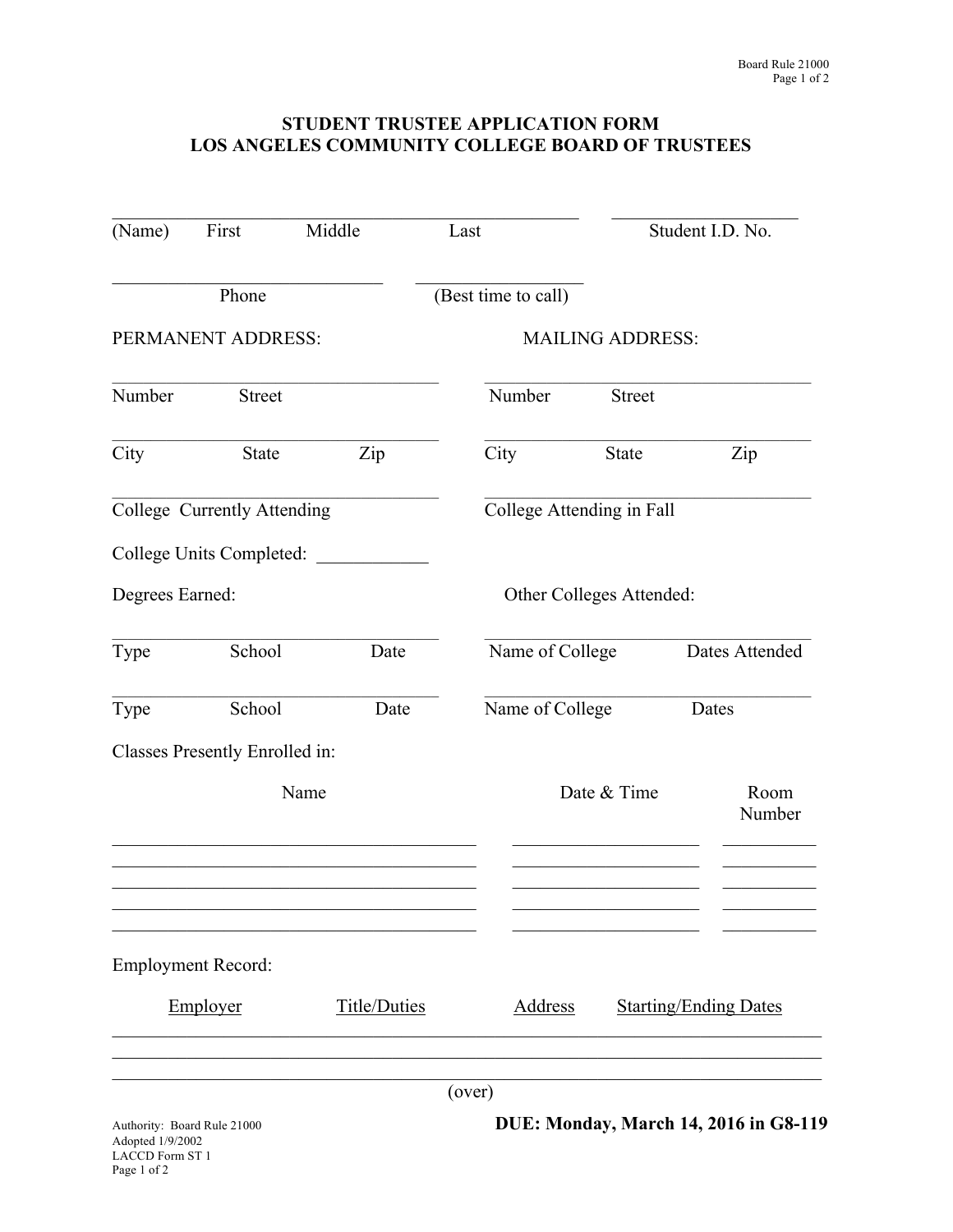# STUDENT TRUSTEE APPLICATION FORM
# LOS ANGELES COMMUNITY COLLEGE BOARD OF TRUSTEES

______________________________________________ ____________________
(Name) First Middle Last Student I.D. No.

__________________________ ________________
Phone (Best time to call)

| PERMANENT ADDRESS: | MAILING ADDRESS: |
| --- | --- |
| ______________________________ | ______________________________ |
| Number Street | Number Street |
| ______________________________ | ______________________________ |
| City State Zip | City State Zip |
| ______________________________ | ______________________________ |
| College Currently Attending | College Attending in Fall |

College Units Completed: ____________

| Degrees Earned: | Other Colleges Attended: |
| --- | --- |
| ______________________________ | ______________________________ |
| Type School Date | Name of College Dates Attended |
| ______________________________ | ______________________________ |
| Type School Date | Name of College Dates |

Classes Presently Enrolled in:

| Name | Date & Time | Room Number |
| --- | --- | --- |
| | | |
| | | |
| | | |
| | | |
| | | |

Employment Record:

| Employer | Title/Duties | Address | Starting/Ending Dates |
| --- | --- | --- | --- |
| | | | |
| | | | |
| | | | |

(over)

Authority: Board Rule 21000
Adopted 1/9/2002
LACCD Form ST 1

**DUE: Monday, March 14, 2016 in G8-119**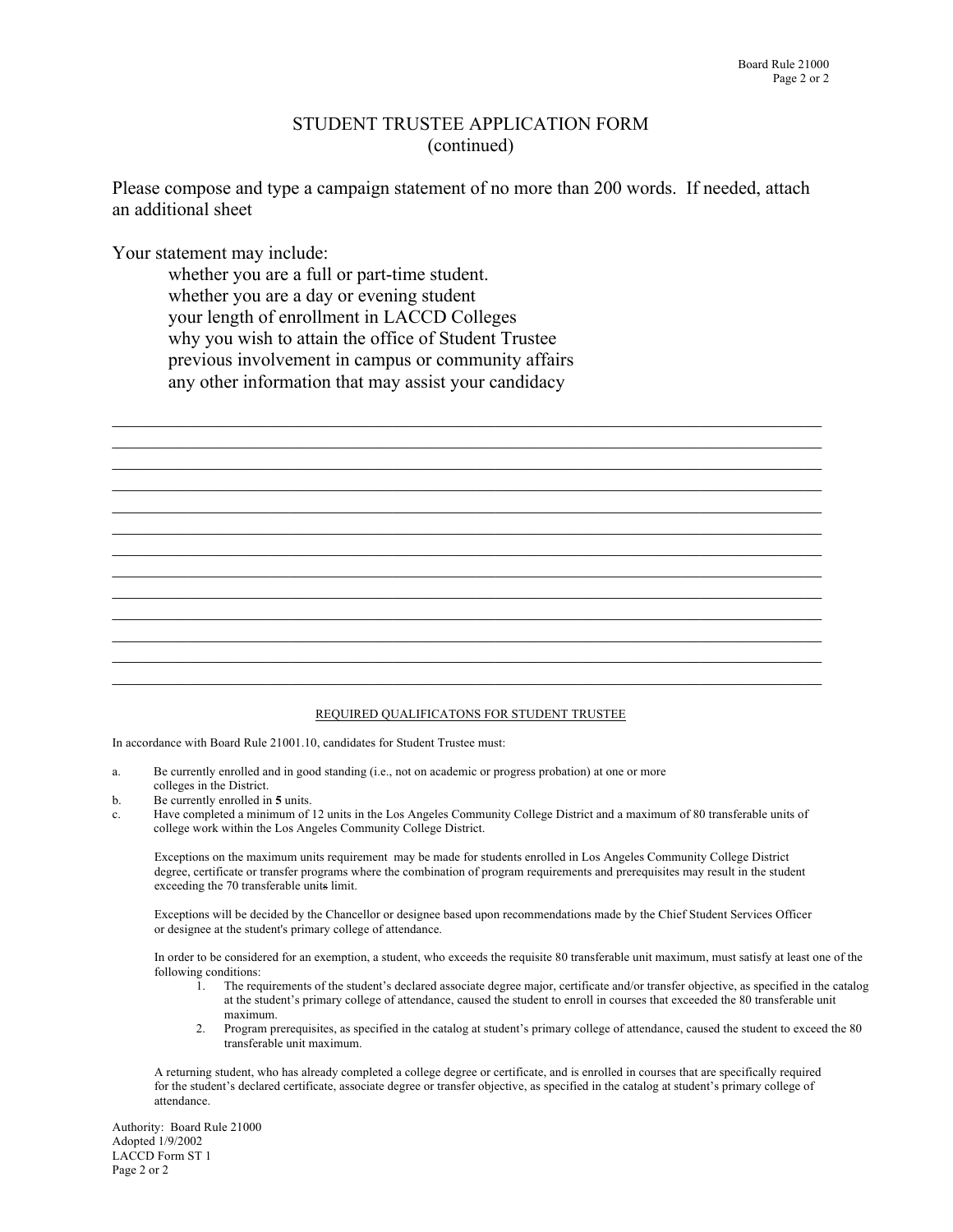# STUDENT TRUSTEE APPLICATION FORM
(continued)

Please compose and type a campaign statement of no more than 200 words. If needed, attach an additional sheet

Your statement may include:

- whether you are a full or part-time student.
- whether you are a day or evening student
- your length of enrollment in LACCD Colleges
- why you wish to attain the office of Student Trustee
- previous involvement in campus or community affairs
- any other information that may assist your candidacy

_______________________________________________________________________________
_______________________________________________________________________________
_______________________________________________________________________________
_______________________________________________________________________________
_______________________________________________________________________________
_______________________________________________________________________________
_______________________________________________________________________________
_______________________________________________________________________________
_______________________________________________________________________________
_______________________________________________________________________________
_______________________________________________________________________________
_______________________________________________________________________________

## REQUIRED QUALIFICATONS FOR STUDENT TRUSTEE

In accordance with Board Rule 21001.10, candidates for Student Trustee must:

a. Be currently enrolled and in good standing (i.e., not on academic or progress probation) at one or more colleges in the District.
b. Be currently enrolled in **5** units.
c. Have completed a minimum of 12 units in the Los Angeles Community College District and a maximum of 80 transferable units of college work within the Los Angeles Community College District.

Exceptions on the maximum units requirement may be made for students enrolled in Los Angeles Community College District degree, certificate or transfer programs where the combination of program requirements and prerequisites may result in the student exceeding the 70 transferable units limit.

Exceptions will be decided by the Chancellor or designee based upon recommendations made by the Chief Student Services Officer or designee at the student's primary college of attendance.

In order to be considered for an exemption, a student, who exceeds the requisite 80 transferable unit maximum, must satisfy at least one of the following conditions:

1. The requirements of the student's declared associate degree major, certificate and/or transfer objective, as specified in the catalog at the student's primary college of attendance, caused the student to enroll in courses that exceeded the 80 transferable unit maximum.
2. Program prerequisites, as specified in the catalog at student's primary college of attendance, caused the student to exceed the 80 transferable unit maximum.

A returning student, who has already completed a college degree or certificate, and is enrolled in courses that are specifically required for the student's declared certificate, associate degree or transfer objective, as specified in the catalog at student's primary college of attendance.

Authority: Board Rule 21000
Adopted 1/9/2002
LACCD Form ST 1